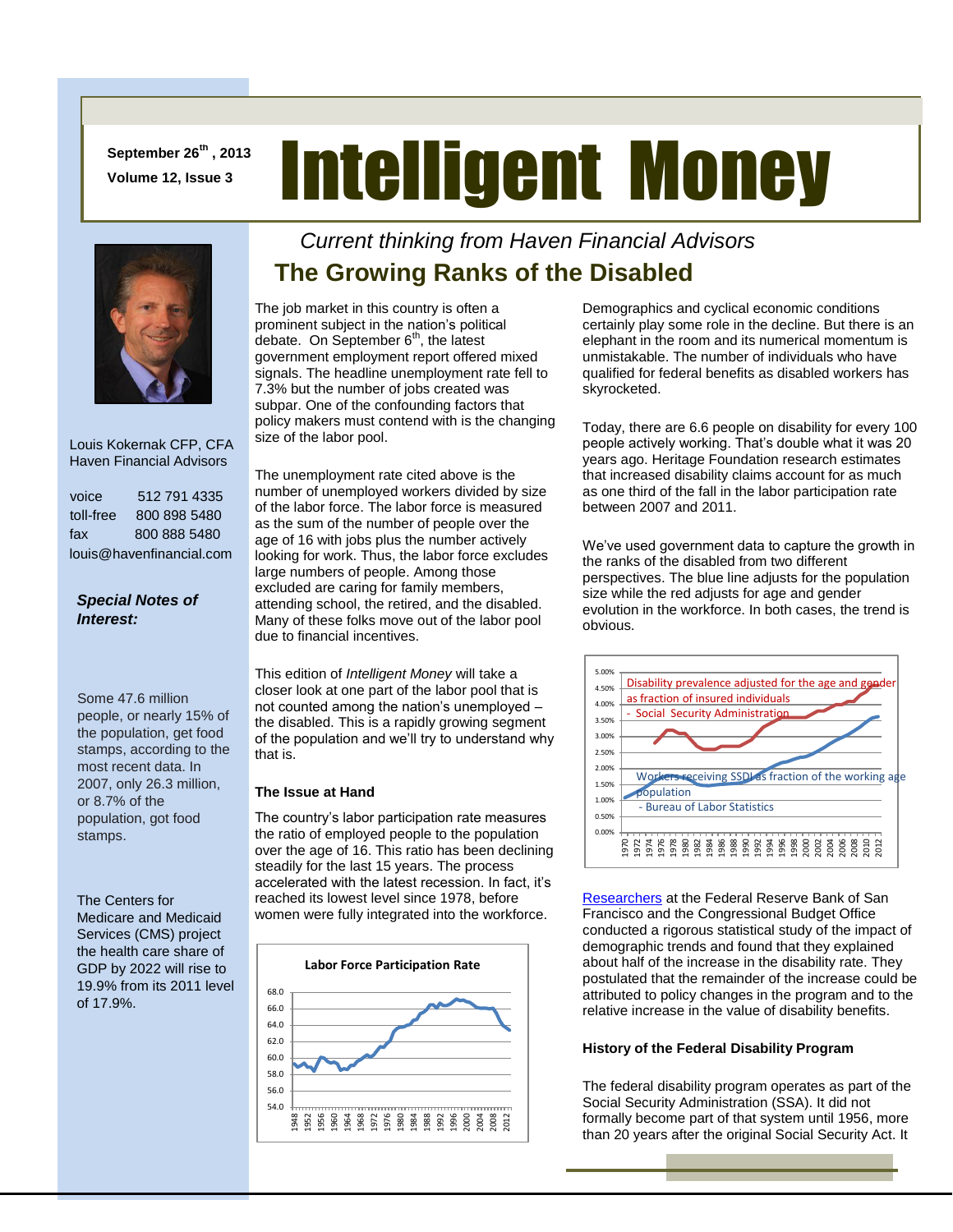September 26th, 2013

Volume 12, Issue 3

# Intelligent Money

Louis Kokernak CFP, CFA
Haven Financial Advisors

voice 512 791 4335
toll-free 800 898 5480
fax 800 888 5480
louis@havenfinancial.com

***Special Notes of Interest:***

Some 47.6 million people, or nearly 15% of the population, get food stamps, according to the most recent data. In 2007, only 26.3 million, or 8.7% of the population, got food stamps.

The Centers for Medicare and Medicaid Services (CMS) project the health care share of GDP by 2022 will rise to 19.9% from its 2011 level of 17.9%.

*Current thinking from Haven Financial Advisors*

## The Growing Ranks of the Disabled

The job market in this country is often a prominent subject in the nation's political debate. On September 6th, the latest government employment report offered mixed signals. The headline unemployment rate fell to 7.3% but the number of jobs created was subpar. One of the confounding factors that policy makers must contend with is the changing size of the labor pool.

The unemployment rate cited above is the number of unemployed workers divided by size of the labor force. The labor force is measured as the sum of the number of people over the age of 16 with jobs plus the number actively looking for work. Thus, the labor force excludes large numbers of people. Among those excluded are caring for family members, attending school, the retired, and the disabled. Many of these folks move out of the labor pool due to financial incentives.

This edition of *Intelligent Money* will take a closer look at one part of the labor pool that is not counted among the nation's unemployed – the disabled. This is a rapidly growing segment of the population and we'll try to understand why that is.

### The Issue at Hand

The country's labor participation rate measures the ratio of employed people to the population over the age of 16. This ratio has been declining steadily for the last 15 years. The process accelerated with the latest recession. In fact, it's reached its lowest level since 1978, before women were fully integrated into the workforce.

**Labor Force Participation Rate**

Demographics and cyclical economic conditions certainly play some role in the decline. But there is an elephant in the room and its numerical momentum is unmistakable. The number of individuals who have qualified for federal benefits as disabled workers has skyrocketed.

Today, there are 6.6 people on disability for every 100 people actively working. That's double what it was 20 years ago. Heritage Foundation research estimates that increased disability claims account for as much as one third of the fall in the labor participation rate between 2007 and 2011.

We've used government data to capture the growth in the ranks of the disabled from two different perspectives. The blue line adjusts for the population size while the red adjusts for age and gender evolution in the workforce. In both cases, the trend is obvious.

Disability prevalence adjusted for the age and gender as fraction of insured individuals - Social Security Administration

Workers receiving SSDI as fraction of the working age population - Bureau of Labor Statistics

Researchers at the Federal Reserve Bank of San Francisco and the Congressional Budget Office conducted a rigorous statistical study of the impact of demographic trends and found that they explained about half of the increase in the disability rate. They postulated that the remainder of the increase could be attributed to policy changes in the program and to the relative increase in the value of disability benefits.

### History of the Federal Disability Program

The federal disability program operates as part of the Social Security Administration (SSA). It did not formally become part of that system until 1956, more than 20 years after the original Social Security Act. It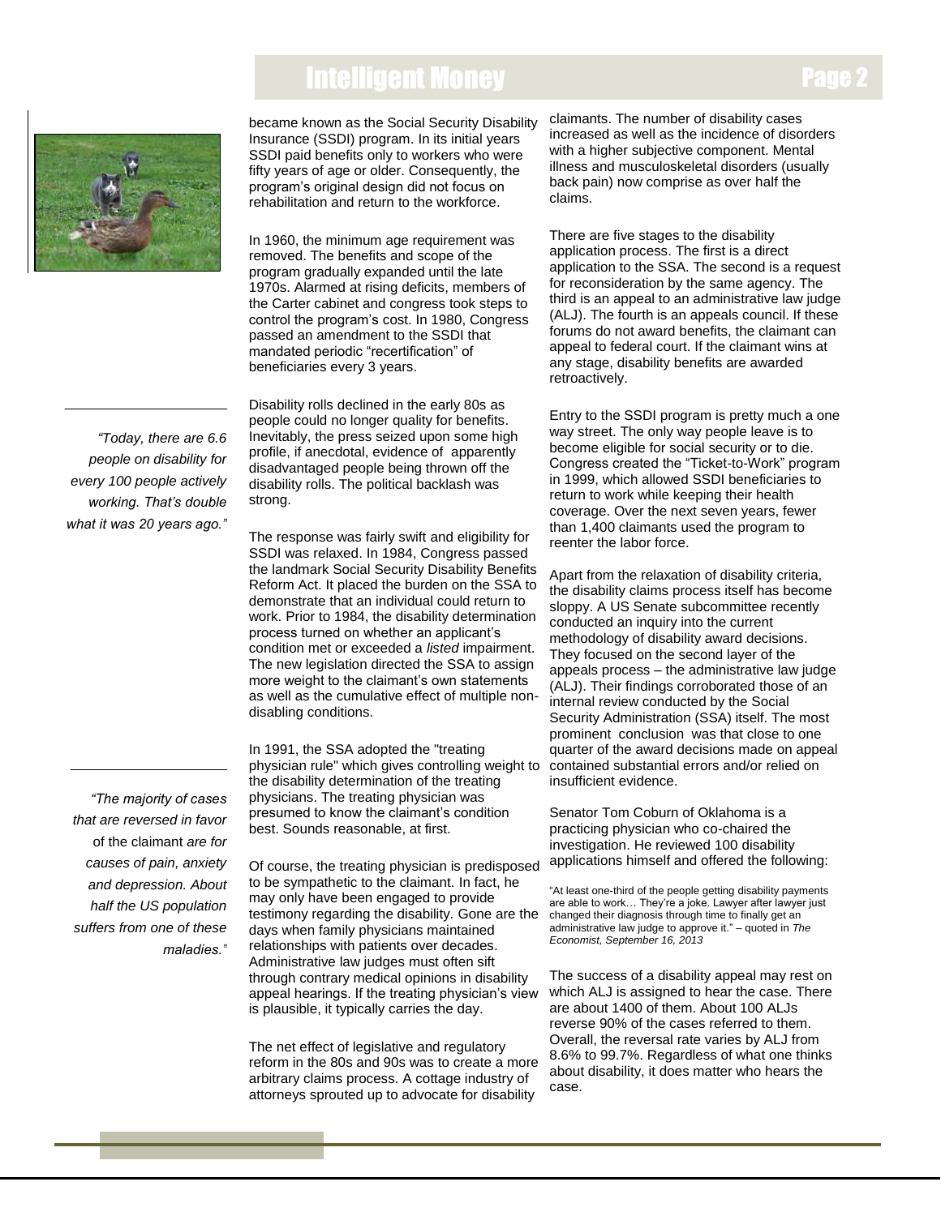became known as the Social Security Disability Insurance (SSDI) program. In its initial years SSDI paid benefits only to workers who were fifty years of age or older. Consequently, the program's original design did not focus on rehabilitation and return to the workforce.

In 1960, the minimum age requirement was removed. The benefits and scope of the program gradually expanded until the late 1970s. Alarmed at rising deficits, members of the Carter cabinet and congress took steps to control the program's cost. In 1980, Congress passed an amendment to the SSDI that mandated periodic "recertification" of beneficiaries every 3 years.

Disability rolls declined in the early 80s as people could no longer quality for benefits. Inevitably, the press seized upon some high profile, if anecdotal, evidence of apparently disadvantaged people being thrown off the disability rolls. The political backlash was strong.

*"Today, there are 6.6 people on disability for every 100 people actively working. That's double what it was 20 years ago."*

The response was fairly swift and eligibility for SSDI was relaxed. In 1984, Congress passed the landmark Social Security Disability Benefits Reform Act. It placed the burden on the SSA to demonstrate that an individual could return to work. Prior to 1984, the disability determination process turned on whether an applicant's condition met or exceeded a *listed* impairment. The new legislation directed the SSA to assign more weight to the claimant's own statements as well as the cumulative effect of multiple non-disabling conditions.

In 1991, the SSA adopted the "treating physician rule" which gives controlling weight to the disability determination of the treating physicians. The treating physician was presumed to know the claimant's condition best. Sounds reasonable, at first.

*"The majority of cases that are reversed in favor* of the claimant *are for causes of pain, anxiety and depression. About half the US population suffers from one of these maladies."*

Of course, the treating physician is predisposed to be sympathetic to the claimant. In fact, he may only have been engaged to provide testimony regarding the disability. Gone are the days when family physicians maintained relationships with patients over decades. Administrative law judges must often sift through contrary medical opinions in disability appeal hearings. If the treating physician's view is plausible, it typically carries the day.

The net effect of legislative and regulatory reform in the 80s and 90s was to create a more arbitrary claims process. A cottage industry of attorneys sprouted up to advocate for disability claimants. The number of disability cases increased as well as the incidence of disorders with a higher subjective component. Mental illness and musculoskeletal disorders (usually back pain) now comprise as over half the claims.

There are five stages to the disability application process. The first is a direct application to the SSA. The second is a request for reconsideration by the same agency. The third is an appeal to an administrative law judge (ALJ). The fourth is an appeals council. If these forums do not award benefits, the claimant can appeal to federal court. If the claimant wins at any stage, disability benefits are awarded retroactively.

Entry to the SSDI program is pretty much a one way street. The only way people leave is to become eligible for social security or to die. Congress created the "Ticket-to-Work" program in 1999, which allowed SSDI beneficiaries to return to work while keeping their health coverage. Over the next seven years, fewer than 1,400 claimants used the program to reenter the labor force.

Apart from the relaxation of disability criteria, the disability claims process itself has become sloppy. A US Senate subcommittee recently conducted an inquiry into the current methodology of disability award decisions. They focused on the second layer of the appeals process – the administrative law judge (ALJ). Their findings corroborated those of an internal review conducted by the Social Security Administration (SSA) itself. The most prominent conclusion was that close to one quarter of the award decisions made on appeal contained substantial errors and/or relied on insufficient evidence.

Senator Tom Coburn of Oklahoma is a practicing physician who co-chaired the investigation. He reviewed 100 disability applications himself and offered the following:

"At least one-third of the people getting disability payments are able to work… They're a joke. Lawyer after lawyer just changed their diagnosis through time to finally get an administrative law judge to approve it." – quoted in *The Economist, September 16, 2013*

The success of a disability appeal may rest on which ALJ is assigned to hear the case. There are about 1400 of them. About 100 ALJs reverse 90% of the cases referred to them. Overall, the reversal rate varies by ALJ from 8.6% to 99.7%. Regardless of what one thinks about disability, it does matter who hears the case.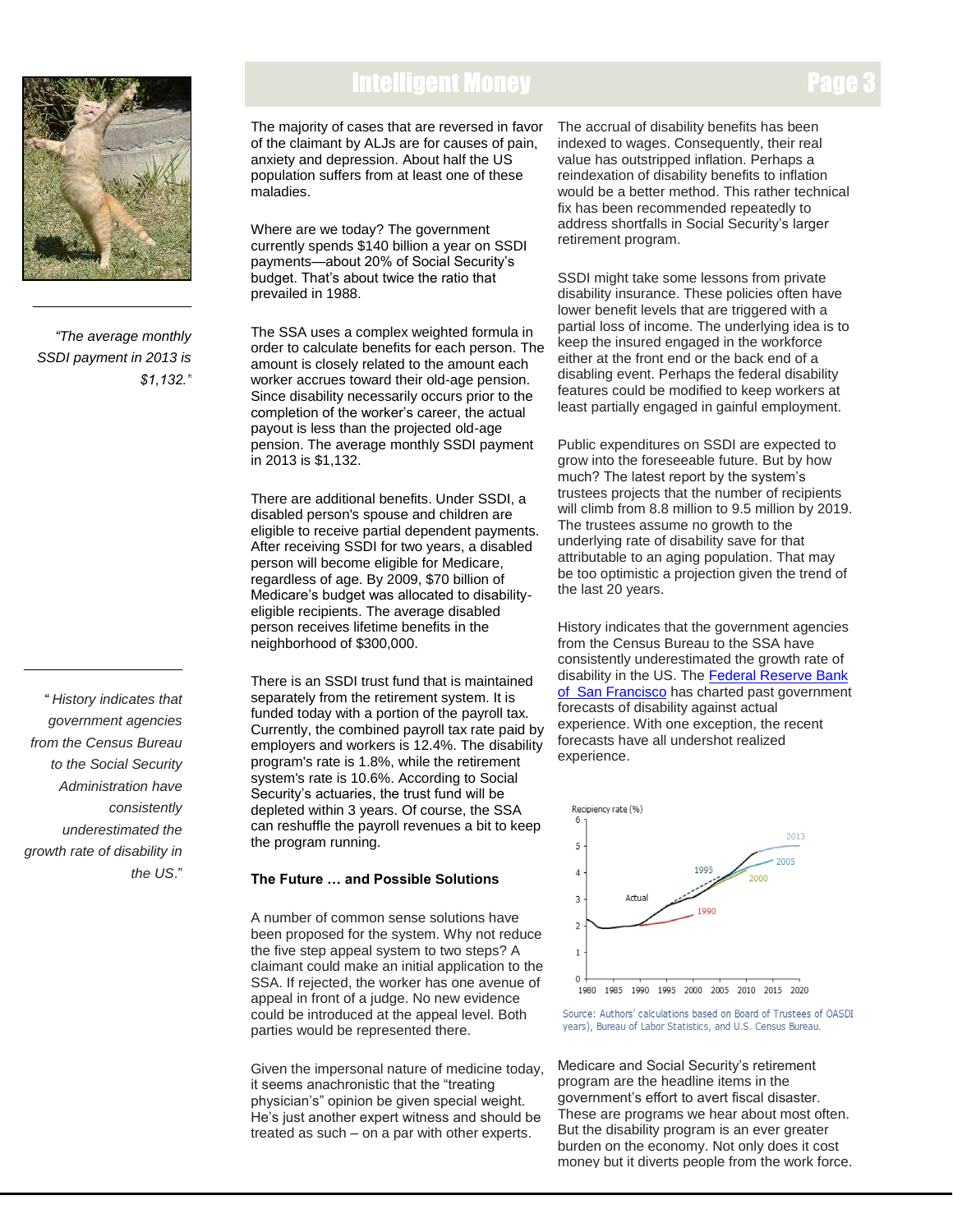The majority of cases that are reversed in favor of the claimant by ALJs are for causes of pain, anxiety and depression. About half the US population suffers from at least one of these maladies.

Where are we today? The government currently spends $140 billion a year on SSDI payments—about 20% of Social Security's budget. That's about twice the ratio that prevailed in 1988.

The SSA uses a complex weighted formula in order to calculate benefits for each person. The amount is closely related to the amount each worker accrues toward their old-age pension. Since disability necessarily occurs prior to the completion of the worker's career, the actual payout is less than the projected old-age pension. The average monthly SSDI payment in 2013 is $1,132.

*"The average monthly SSDI payment in 2013 is $1,132."*

There are additional benefits. Under SSDI, a disabled person's spouse and children are eligible to receive partial dependent payments. After receiving SSDI for two years, a disabled person will become eligible for Medicare, regardless of age. By 2009, $70 billion of Medicare's budget was allocated to disability-eligible recipients. The average disabled person receives lifetime benefits in the neighborhood of $300,000.

There is an SSDI trust fund that is maintained separately from the retirement system. It is funded today with a portion of the payroll tax. Currently, the combined payroll tax rate paid by employers and workers is 12.4%. The disability program's rate is 1.8%, while the retirement system's rate is 10.6%. According to Social Security's actuaries, the trust fund will be depleted within 3 years. Of course, the SSA can reshuffle the payroll revenues a bit to keep the program running.

### The Future … and Possible Solutions

A number of common sense solutions have been proposed for the system. Why not reduce the five step appeal system to two steps? A claimant could make an initial application to the SSA. If rejected, the worker has one avenue of appeal in front of a judge. No new evidence could be introduced at the appeal level. Both parties would be represented there.

Given the impersonal nature of medicine today, it seems anachronistic that the "treating physician's" opinion be given special weight. He's just another expert witness and should be treated as such – on a par with other experts.

The accrual of disability benefits has been indexed to wages. Consequently, their real value has outstripped inflation. Perhaps a reindexation of disability benefits to inflation would be a better method. This rather technical fix has been recommended repeatedly to address shortfalls in Social Security's larger retirement program.

SSDI might take some lessons from private disability insurance. These policies often have lower benefit levels that are triggered with a partial loss of income. The underlying idea is to keep the insured engaged in the workforce either at the front end or the back end of a disabling event. Perhaps the federal disability features could be modified to keep workers at least partially engaged in gainful employment.

Public expenditures on SSDI are expected to grow into the foreseeable future. But by how much? The latest report by the system's trustees projects that the number of recipients will climb from 8.8 million to 9.5 million by 2019. The trustees assume no growth to the underlying rate of disability save for that attributable to an aging population. That may be too optimistic a projection given the trend of the last 20 years.

History indicates that the government agencies from the Census Bureau to the SSA have consistently underestimated the growth rate of disability in the US. The [Federal Reserve Bank of San Francisco]() has charted past government forecasts of disability against actual experience. With one exception, the recent forecasts have all undershot realized experience.

*"History indicates that government agencies from the Census Bureau to the Social Security Administration have consistently underestimated the growth rate of disability in the US."*

Recipiency rate (%)
0 1 2 3 4 5 6
1980 1985 1990 1995 2000 2005 2010 2015 2020
Actual
1990
1995
2000
2005
2013

Source: Authors' calculations based on Board of Trustees of OASDI years), Bureau of Labor Statistics, and U.S. Census Bureau.

Medicare and Social Security's retirement program are the headline items in the government's effort to avert fiscal disaster. These are programs we hear about most often. But the disability program is an ever greater burden on the economy. Not only does it cost money but it diverts people from the work force.